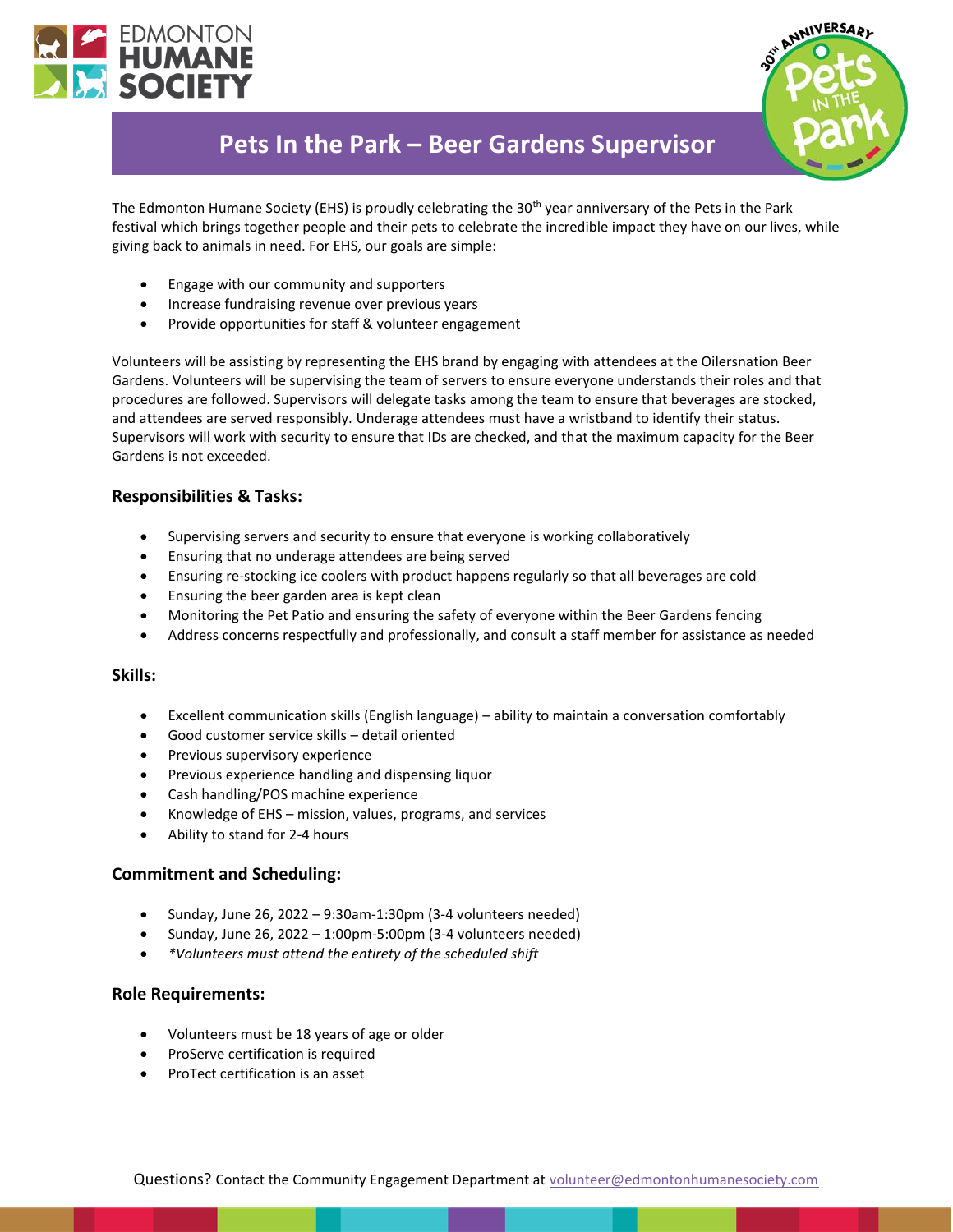# Pets In the Park – Beer Gardens Supervisor

The Edmonton Humane Society (EHS) is proudly celebrating the 30th year anniversary of the Pets in the Park festival which brings together people and their pets to celebrate the incredible impact they have on our lives, while giving back to animals in need. For EHS, our goals are simple:

- Engage with our community and supporters
- Increase fundraising revenue over previous years
- Provide opportunities for staff & volunteer engagement

Volunteers will be assisting by representing the EHS brand by engaging with attendees at the Oilersnation Beer Gardens. Volunteers will be supervising the team of servers to ensure everyone understands their roles and that procedures are followed. Supervisors will delegate tasks among the team to ensure that beverages are stocked, and attendees are served responsibly. Underage attendees must have a wristband to identify their status. Supervisors will work with security to ensure that IDs are checked, and that the maximum capacity for the Beer Gardens is not exceeded.

### Responsibilities & Tasks:

- Supervising servers and security to ensure that everyone is working collaboratively
- Ensuring that no underage attendees are being served
- Ensuring re-stocking ice coolers with product happens regularly so that all beverages are cold
- Ensuring the beer garden area is kept clean
- Monitoring the Pet Patio and ensuring the safety of everyone within the Beer Gardens fencing
- Address concerns respectfully and professionally, and consult a staff member for assistance as needed

### Skills:

- Excellent communication skills (English language) – ability to maintain a conversation comfortably
- Good customer service skills – detail oriented
- Previous supervisory experience
- Previous experience handling and dispensing liquor
- Cash handling/POS machine experience
- Knowledge of EHS – mission, values, programs, and services
- Ability to stand for 2-4 hours

### Commitment and Scheduling:

- Sunday, June 26, 2022 – 9:30am-1:30pm (3-4 volunteers needed)
- Sunday, June 26, 2022 – 1:00pm-5:00pm (3-4 volunteers needed)
- *\*Volunteers must attend the entirety of the scheduled shift*

### Role Requirements:

- Volunteers must be 18 years of age or older
- ProServe certification is required
- ProTect certification is an asset

Questions? Contact the Community Engagement Department at volunteer@edmontonhumanesociety.com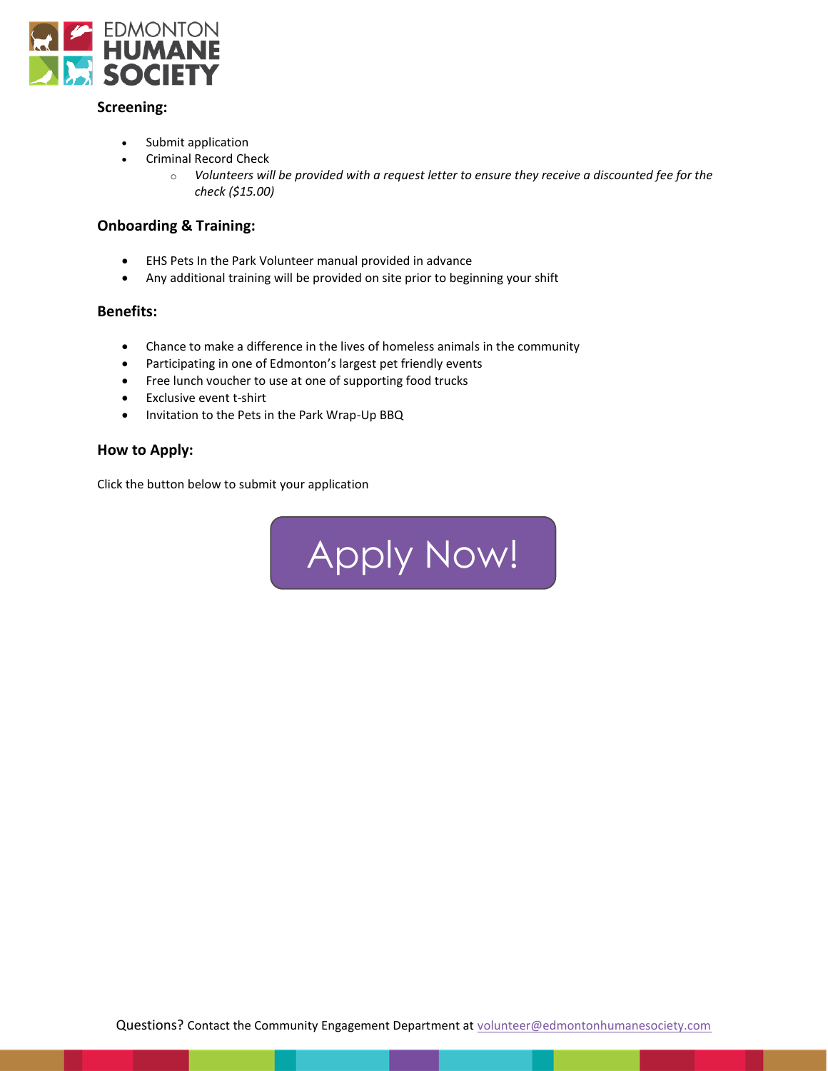### Screening:

- Submit application
- Criminal Record Check
  - *Volunteers will be provided with a request letter to ensure they receive a discounted fee for the check ($15.00)*

### Onboarding & Training:

- EHS Pets In the Park Volunteer manual provided in advance
- Any additional training will be provided on site prior to beginning your shift

### Benefits:

- Chance to make a difference in the lives of homeless animals in the community
- Participating in one of Edmonton's largest pet friendly events
- Free lunch voucher to use at one of supporting food trucks
- Exclusive event t-shirt
- Invitation to the Pets in the Park Wrap-Up BBQ

### How to Apply:

Click the button below to submit your application

Apply Now!

Questions? Contact the Community Engagement Department at volunteer@edmontonhumanesociety.com